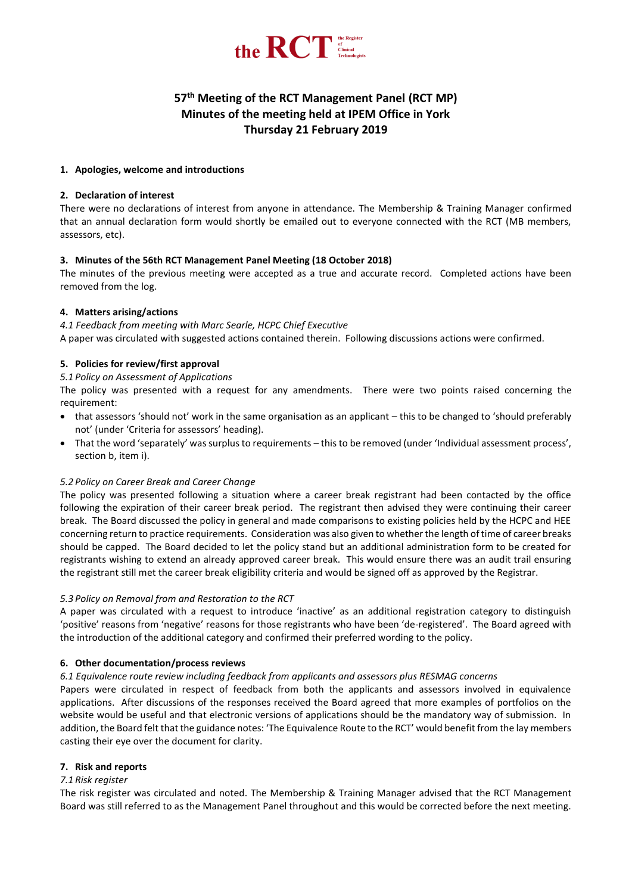the RCT the Register of Clinical Technologists

# 57th Meeting of the RCT Management Panel (RCT MP) Minutes of the meeting held at IPEM Office in York Thursday 21 February 2019

## 1. Apologies, welcome and introductions

## 2. Declaration of interest

There were no declarations of interest from anyone in attendance. The Membership & Training Manager confirmed that an annual declaration form would shortly be emailed out to everyone connected with the RCT (MB members, assessors, etc).

## 3. Minutes of the 56th RCT Management Panel Meeting (18 October 2018)

The minutes of the previous meeting were accepted as a true and accurate record. Completed actions have been removed from the log.

## 4. Matters arising/actions

*4.1 Feedback from meeting with Marc Searle, HCPC Chief Executive*

A paper was circulated with suggested actions contained therein. Following discussions actions were confirmed.

## 5. Policies for review/first approval

*5.1 Policy on Assessment of Applications*

The policy was presented with a request for any amendments. There were two points raised concerning the requirement:

- that assessors 'should not' work in the same organisation as an applicant – this to be changed to 'should preferably not' (under 'Criteria for assessors' heading).
- That the word 'separately' was surplus to requirements – this to be removed (under 'Individual assessment process', section b, item i).

*5.2 Policy on Career Break and Career Change*

The policy was presented following a situation where a career break registrant had been contacted by the office following the expiration of their career break period. The registrant then advised they were continuing their career break. The Board discussed the policy in general and made comparisons to existing policies held by the HCPC and HEE concerning return to practice requirements. Consideration was also given to whether the length of time of career breaks should be capped. The Board decided to let the policy stand but an additional administration form to be created for registrants wishing to extend an already approved career break. This would ensure there was an audit trail ensuring the registrant still met the career break eligibility criteria and would be signed off as approved by the Registrar.

*5.3 Policy on Removal from and Restoration to the RCT*

A paper was circulated with a request to introduce 'inactive' as an additional registration category to distinguish 'positive' reasons from 'negative' reasons for those registrants who have been 'de-registered'. The Board agreed with the introduction of the additional category and confirmed their preferred wording to the policy.

## 6. Other documentation/process reviews

*6.1 Equivalence route review including feedback from applicants and assessors plus RESMAG concerns*

Papers were circulated in respect of feedback from both the applicants and assessors involved in equivalence applications. After discussions of the responses received the Board agreed that more examples of portfolios on the website would be useful and that electronic versions of applications should be the mandatory way of submission. In addition, the Board felt that the guidance notes: 'The Equivalence Route to the RCT' would benefit from the lay members casting their eye over the document for clarity.

## 7. Risk and reports

*7.1 Risk register*

The risk register was circulated and noted. The Membership & Training Manager advised that the RCT Management Board was still referred to as the Management Panel throughout and this would be corrected before the next meeting.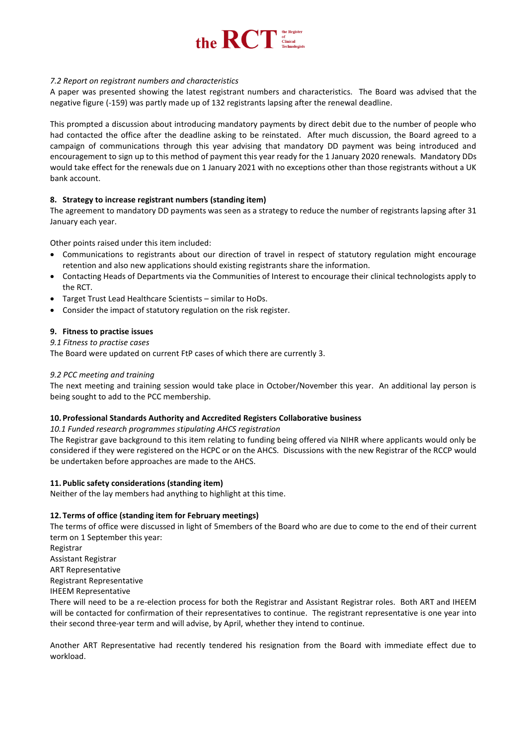*7.2 Report on registrant numbers and characteristics*

A paper was presented showing the latest registrant numbers and characteristics. The Board was advised that the negative figure (-159) was partly made up of 132 registrants lapsing after the renewal deadline.

This prompted a discussion about introducing mandatory payments by direct debit due to the number of people who had contacted the office after the deadline asking to be reinstated. After much discussion, the Board agreed to a campaign of communications through this year advising that mandatory DD payment was being introduced and encouragement to sign up to this method of payment this year ready for the 1 January 2020 renewals. Mandatory DDs would take effect for the renewals due on 1 January 2021 with no exceptions other than those registrants without a UK bank account.

**8. Strategy to increase registrant numbers (standing item)**

The agreement to mandatory DD payments was seen as a strategy to reduce the number of registrants lapsing after 31 January each year.

Other points raised under this item included:

- Communications to registrants about our direction of travel in respect of statutory regulation might encourage retention and also new applications should existing registrants share the information.
- Contacting Heads of Departments via the Communities of Interest to encourage their clinical technologists apply to the RCT.
- Target Trust Lead Healthcare Scientists – similar to HoDs.
- Consider the impact of statutory regulation on the risk register.

**9. Fitness to practise issues**

*9.1 Fitness to practise cases*

The Board were updated on current FtP cases of which there are currently 3.

*9.2 PCC meeting and training*

The next meeting and training session would take place in October/November this year. An additional lay person is being sought to add to the PCC membership.

**10. Professional Standards Authority and Accredited Registers Collaborative business**

*10.1 Funded research programmes stipulating AHCS registration*

The Registrar gave background to this item relating to funding being offered via NIHR where applicants would only be considered if they were registered on the HCPC or on the AHCS. Discussions with the new Registrar of the RCCP would be undertaken before approaches are made to the AHCS.

**11. Public safety considerations (standing item)**

Neither of the lay members had anything to highlight at this time.

**12. Terms of office (standing item for February meetings)**

The terms of office were discussed in light of 5members of the Board who are due to come to the end of their current term on 1 September this year:

Registrar
Assistant Registrar
ART Representative
Registrant Representative
IHEEM Representative

There will need to be a re-election process for both the Registrar and Assistant Registrar roles. Both ART and IHEEM will be contacted for confirmation of their representatives to continue. The registrant representative is one year into their second three-year term and will advise, by April, whether they intend to continue.

Another ART Representative had recently tendered his resignation from the Board with immediate effect due to workload.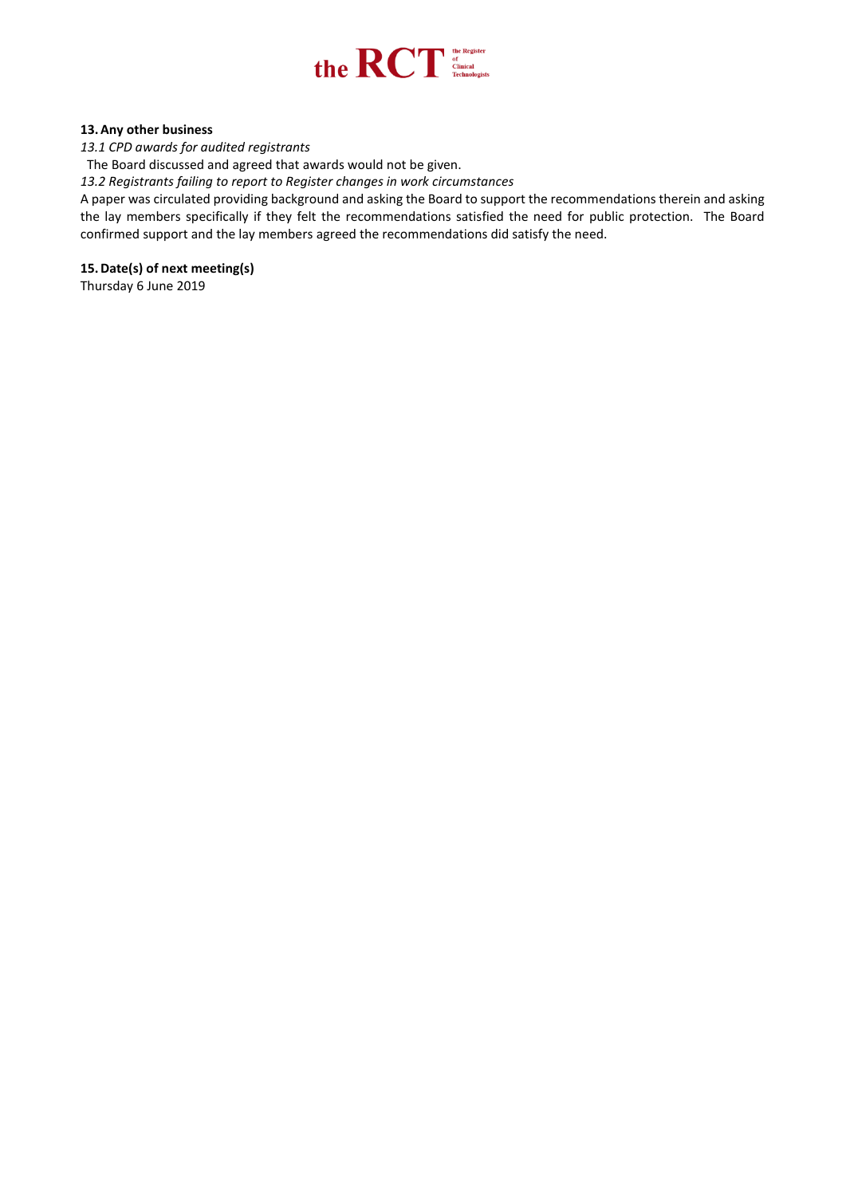## 13. Any other business

*13.1 CPD awards for audited registrants*

The Board discussed and agreed that awards would not be given.

*13.2 Registrants failing to report to Register changes in work circumstances*

A paper was circulated providing background and asking the Board to support the recommendations therein and asking the lay members specifically if they felt the recommendations satisfied the need for public protection. The Board confirmed support and the lay members agreed the recommendations did satisfy the need.

## 15. Date(s) of next meeting(s)

Thursday 6 June 2019